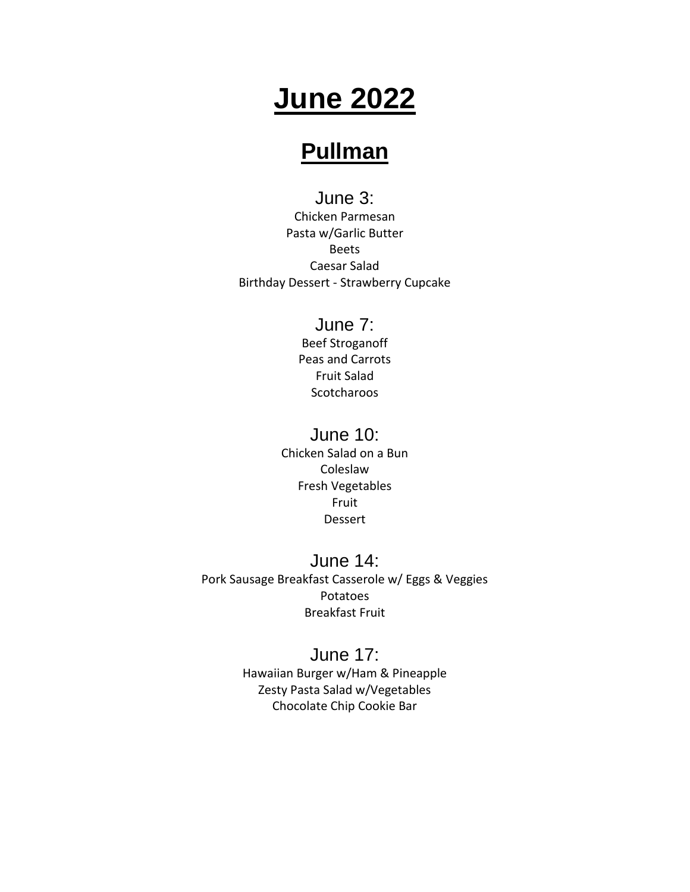# June 2022

## Pullman

### June 3:

Chicken Parmesan
Pasta w/Garlic Butter
Beets
Caesar Salad
Birthday Dessert - Strawberry Cupcake

### June 7:

Beef Stroganoff
Peas and Carrots
Fruit Salad
Scotcharoos

### June 10:

Chicken Salad on a Bun
Coleslaw
Fresh Vegetables
Fruit
Dessert

### June 14:

Pork Sausage Breakfast Casserole w/ Eggs & Veggies
Potatoes
Breakfast Fruit

### June 17:

Hawaiian Burger w/Ham & Pineapple
Zesty Pasta Salad w/Vegetables
Chocolate Chip Cookie Bar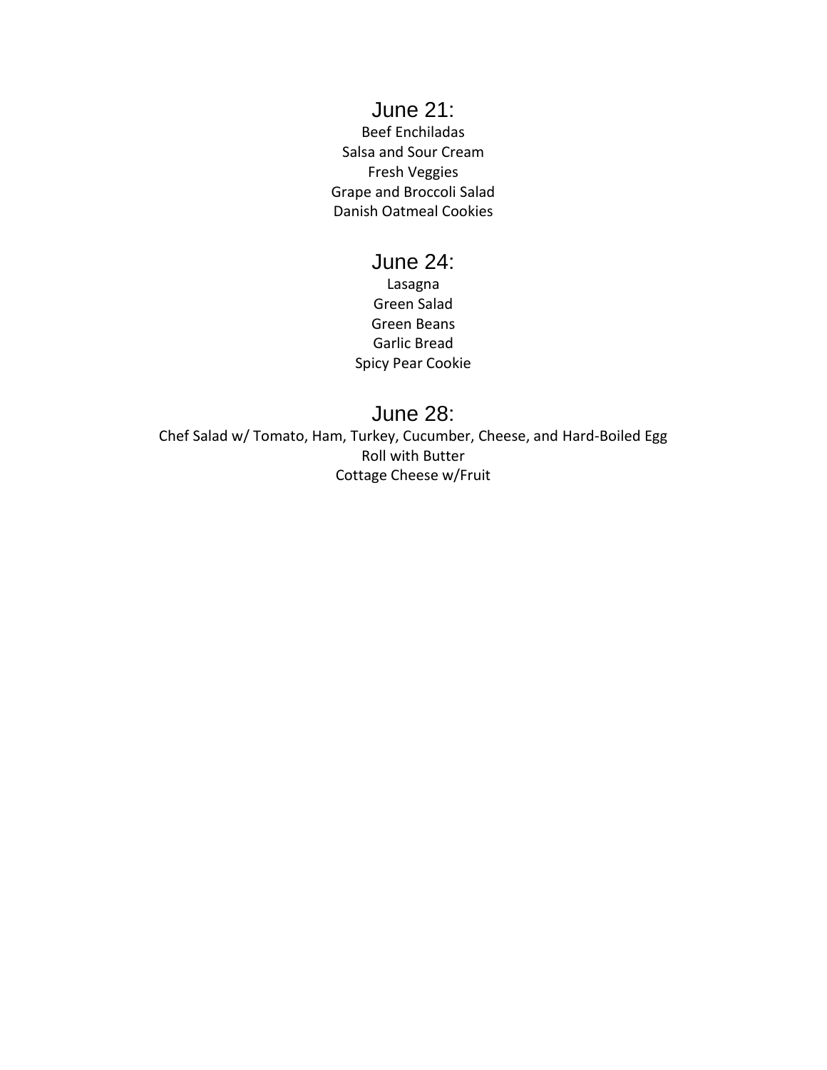## June 21:

Beef Enchiladas
Salsa and Sour Cream
Fresh Veggies
Grape and Broccoli Salad
Danish Oatmeal Cookies

## June 24:

Lasagna
Green Salad
Green Beans
Garlic Bread
Spicy Pear Cookie

## June 28:

Chef Salad w/ Tomato, Ham, Turkey, Cucumber, Cheese, and Hard-Boiled Egg
Roll with Butter
Cottage Cheese w/Fruit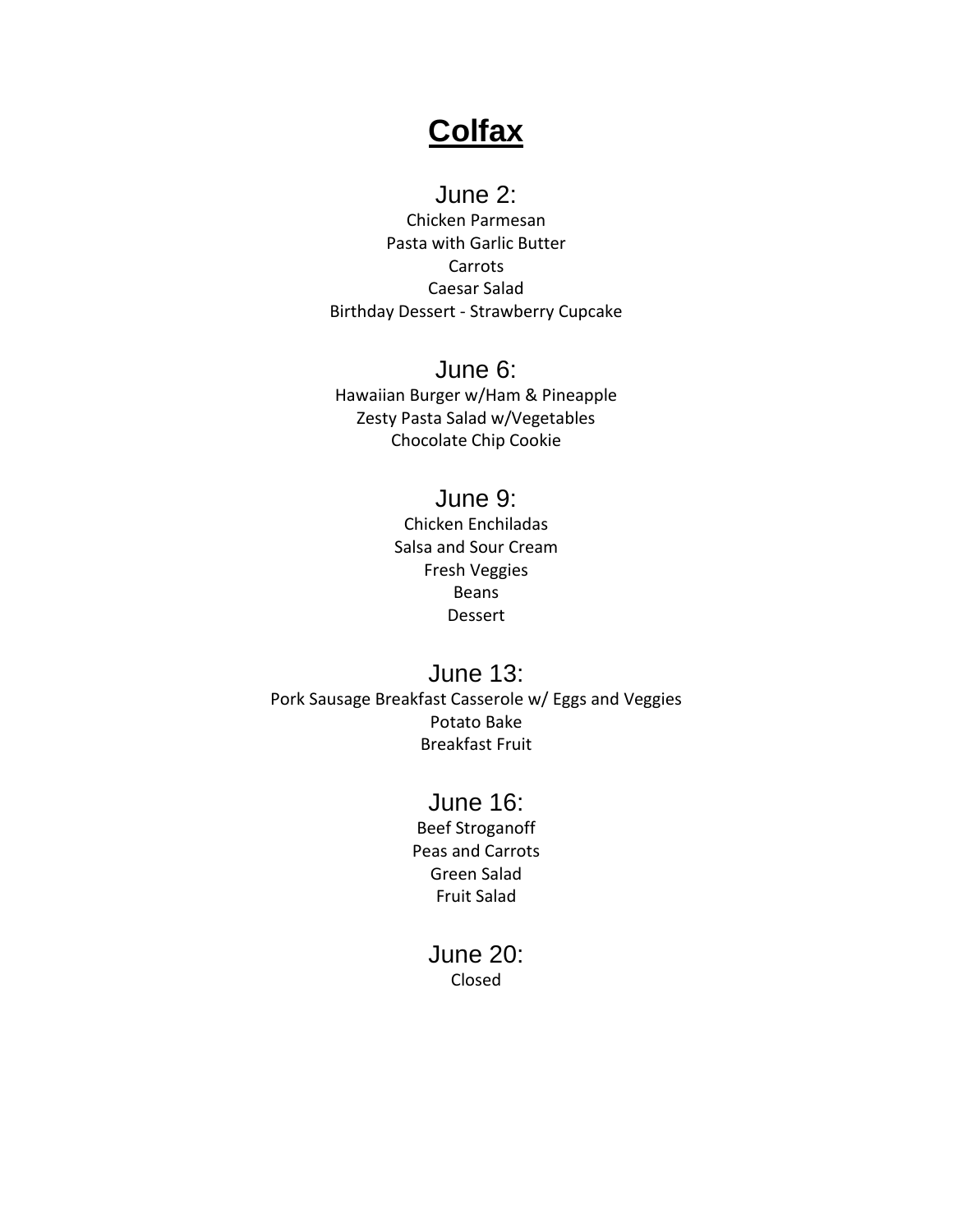# Colfax

## June 2:

Chicken Parmesan
Pasta with Garlic Butter
Carrots
Caesar Salad
Birthday Dessert - Strawberry Cupcake

## June 6:

Hawaiian Burger w/Ham & Pineapple
Zesty Pasta Salad w/Vegetables
Chocolate Chip Cookie

## June 9:

Chicken Enchiladas
Salsa and Sour Cream
Fresh Veggies
Beans
Dessert

## June 13:

Pork Sausage Breakfast Casserole w/ Eggs and Veggies
Potato Bake
Breakfast Fruit

## June 16:

Beef Stroganoff
Peas and Carrots
Green Salad
Fruit Salad

## June 20:

Closed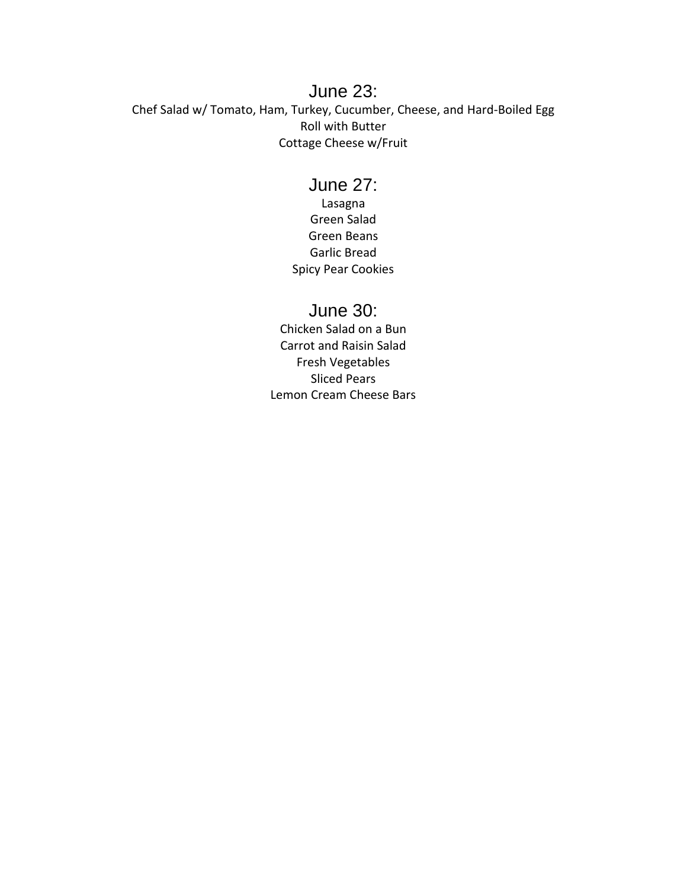## June 23:

Chef Salad w/ Tomato, Ham, Turkey, Cucumber, Cheese, and Hard-Boiled Egg
Roll with Butter
Cottage Cheese w/Fruit

## June 27:

Lasagna
Green Salad
Green Beans
Garlic Bread
Spicy Pear Cookies

## June 30:

Chicken Salad on a Bun
Carrot and Raisin Salad
Fresh Vegetables
Sliced Pears
Lemon Cream Cheese Bars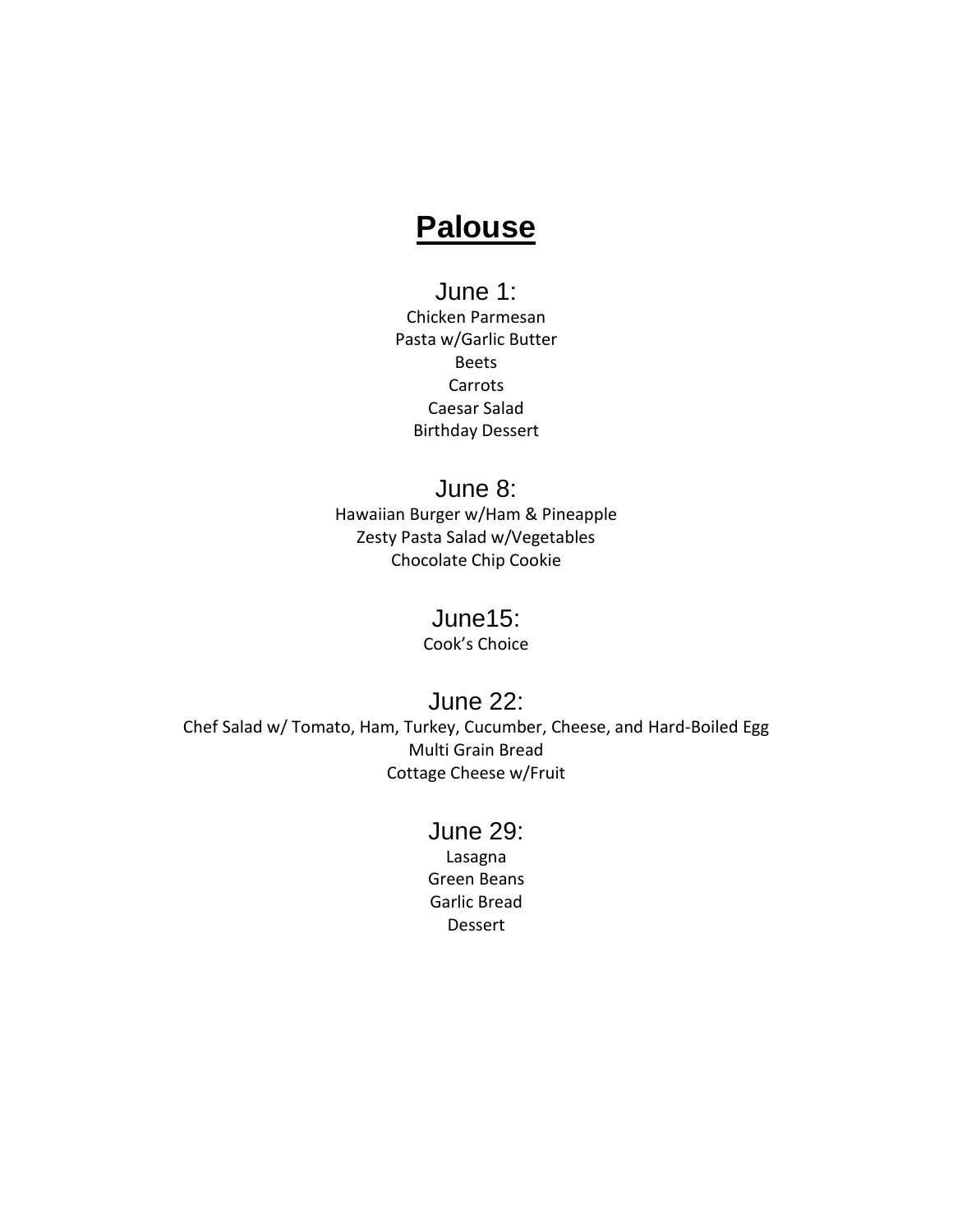# Palouse

## June 1:

Chicken Parmesan
Pasta w/Garlic Butter
Beets
Carrots
Caesar Salad
Birthday Dessert

## June 8:

Hawaiian Burger w/Ham & Pineapple
Zesty Pasta Salad w/Vegetables
Chocolate Chip Cookie

## June15:

Cook's Choice

## June 22:

Chef Salad w/ Tomato, Ham, Turkey, Cucumber, Cheese, and Hard-Boiled Egg
Multi Grain Bread
Cottage Cheese w/Fruit

## June 29:

Lasagna
Green Beans
Garlic Bread
Dessert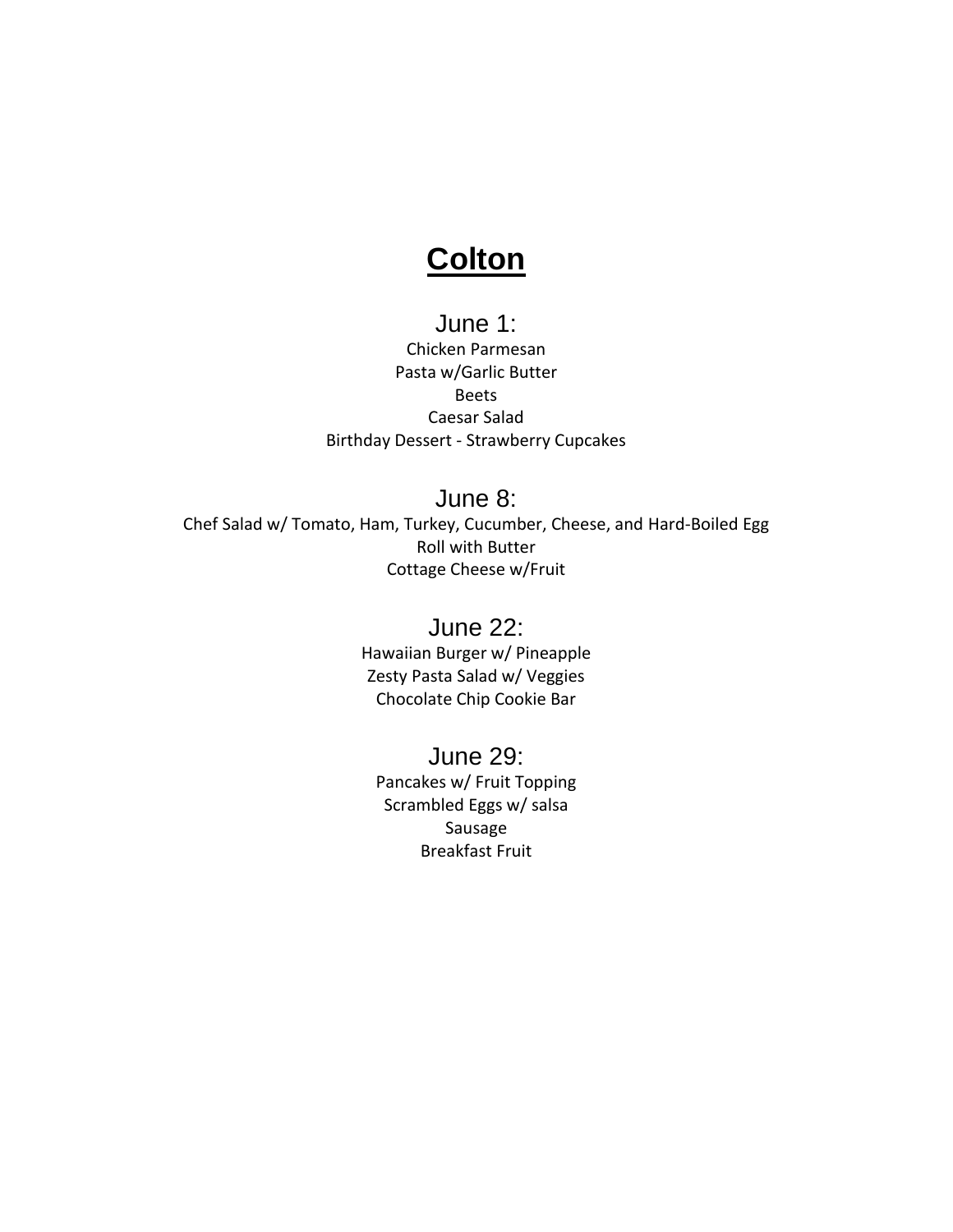# Colton

## June 1:

Chicken Parmesan
Pasta w/Garlic Butter
Beets
Caesar Salad
Birthday Dessert - Strawberry Cupcakes

## June 8:

Chef Salad w/ Tomato, Ham, Turkey, Cucumber, Cheese, and Hard-Boiled Egg
Roll with Butter
Cottage Cheese w/Fruit

## June 22:

Hawaiian Burger w/ Pineapple
Zesty Pasta Salad w/ Veggies
Chocolate Chip Cookie Bar

## June 29:

Pancakes w/ Fruit Topping
Scrambled Eggs w/ salsa
Sausage
Breakfast Fruit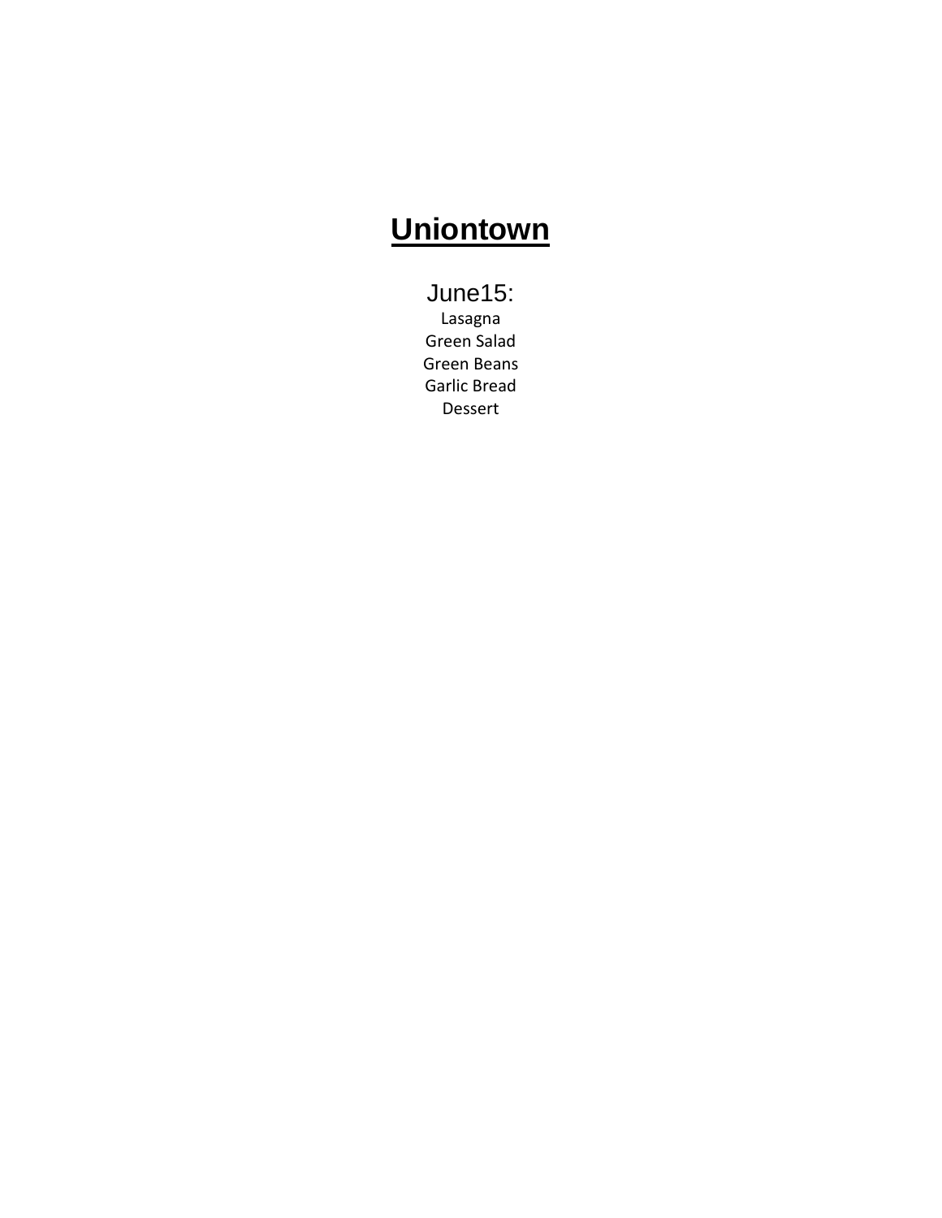# Uniontown

June15:

Lasagna
Green Salad
Green Beans
Garlic Bread
Dessert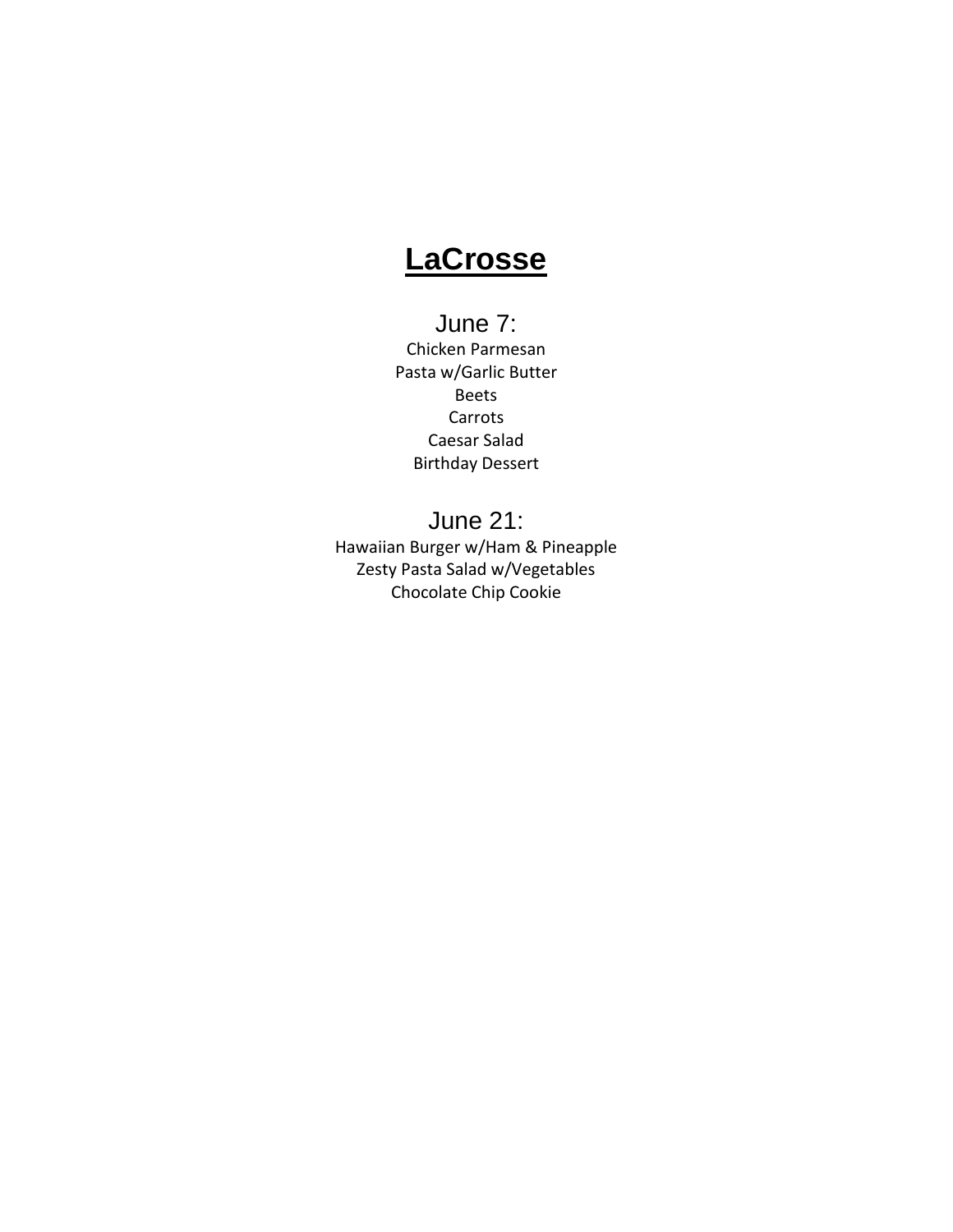# **LaCrosse**

## June 7:

Chicken Parmesan
Pasta w/Garlic Butter
Beets
Carrots
Caesar Salad
Birthday Dessert

## June 21:

Hawaiian Burger w/Ham & Pineapple
Zesty Pasta Salad w/Vegetables
Chocolate Chip Cookie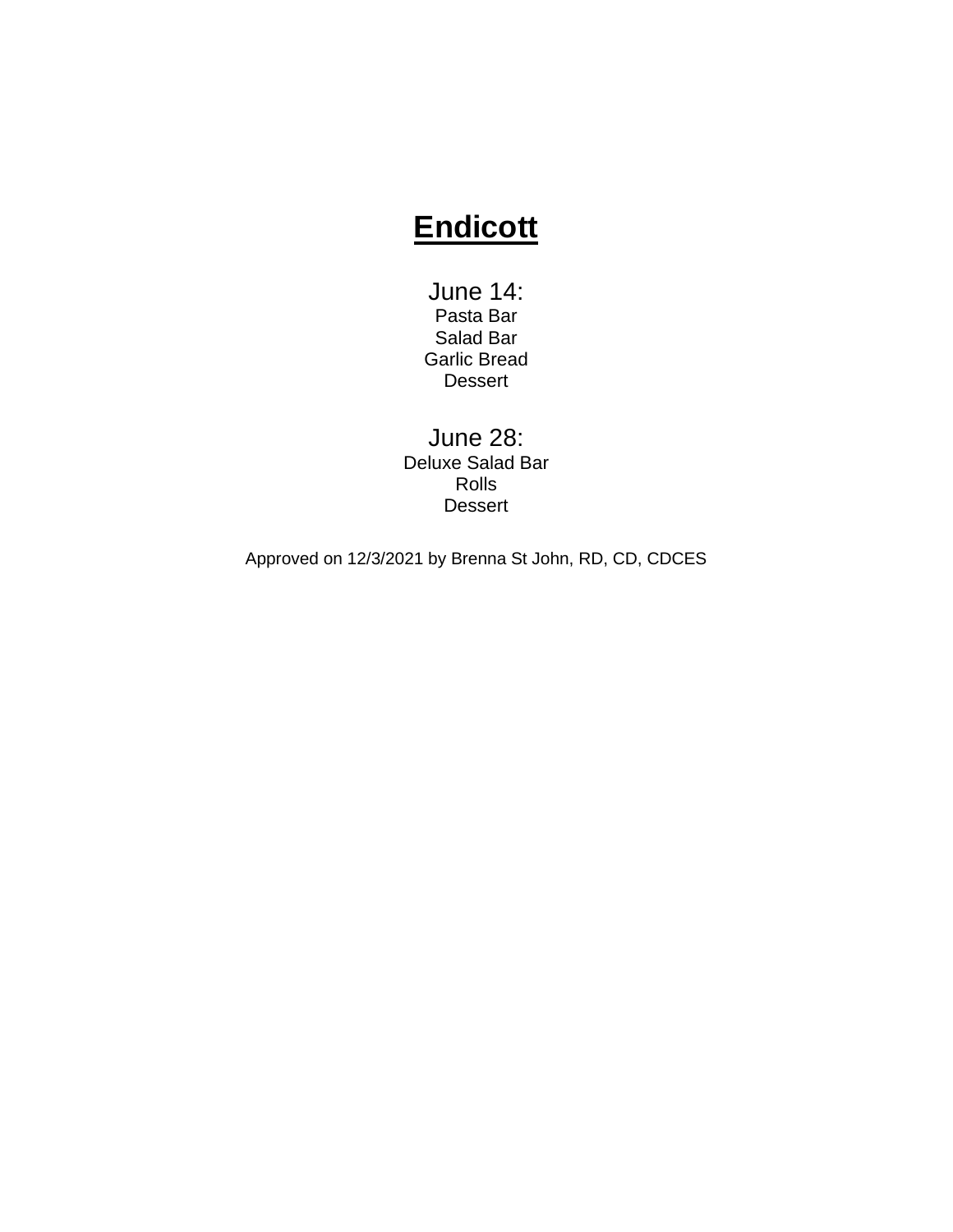# **Endicott**

June 14:
Pasta Bar
Salad Bar
Garlic Bread
Dessert

June 28:
Deluxe Salad Bar
Rolls
Dessert

Approved on 12/3/2021 by Brenna St John, RD, CD, CDCES